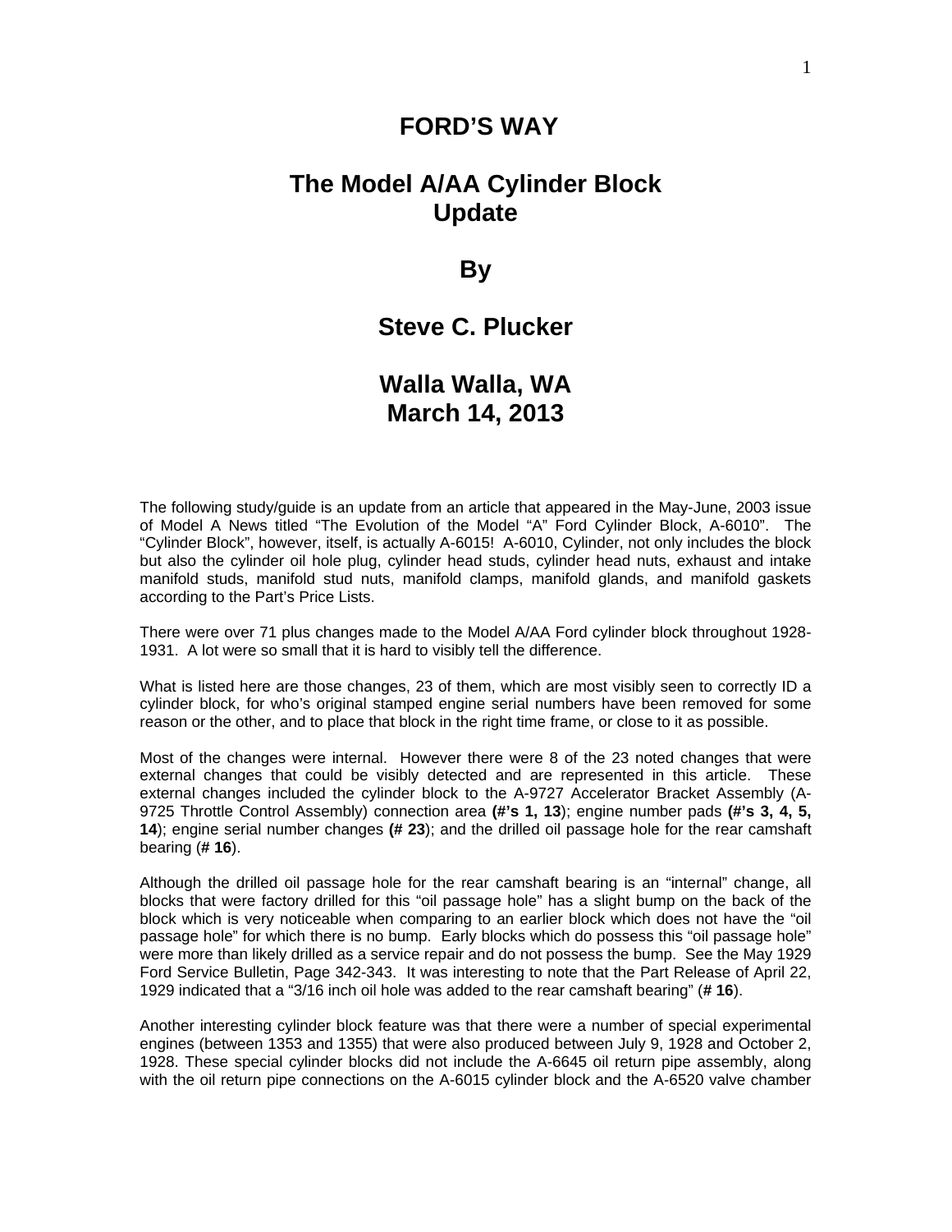# FORD'S WAY

## The Model A/AA Cylinder Block Update

## By

## Steve C. Plucker

## Walla Walla, WA
## March 14, 2013

The following study/guide is an update from an article that appeared in the May-June, 2003 issue of Model A News titled "The Evolution of the Model "A" Ford Cylinder Block, A-6010". The "Cylinder Block", however, itself, is actually A-6015! A-6010, Cylinder, not only includes the block but also the cylinder oil hole plug, cylinder head studs, cylinder head nuts, exhaust and intake manifold studs, manifold stud nuts, manifold clamps, manifold glands, and manifold gaskets according to the Part's Price Lists.

There were over 71 plus changes made to the Model A/AA Ford cylinder block throughout 1928-1931. A lot were so small that it is hard to visibly tell the difference.

What is listed here are those changes, 23 of them, which are most visibly seen to correctly ID a cylinder block, for who's original stamped engine serial numbers have been removed for some reason or the other, and to place that block in the right time frame, or close to it as possible.

Most of the changes were internal. However there were 8 of the 23 noted changes that were external changes that could be visibly detected and are represented in this article. These external changes included the cylinder block to the A-9727 Accelerator Bracket Assembly (A-9725 Throttle Control Assembly) connection area **(#'s 1, 13**); engine number pads **(#'s 3, 4, 5, 14**); engine serial number changes **(# 23**); and the drilled oil passage hole for the rear camshaft bearing (**# 16**).

Although the drilled oil passage hole for the rear camshaft bearing is an "internal" change, all blocks that were factory drilled for this "oil passage hole" has a slight bump on the back of the block which is very noticeable when comparing to an earlier block which does not have the "oil passage hole" for which there is no bump. Early blocks which do possess this "oil passage hole" were more than likely drilled as a service repair and do not possess the bump. See the May 1929 Ford Service Bulletin, Page 342-343. It was interesting to note that the Part Release of April 22, 1929 indicated that a "3/16 inch oil hole was added to the rear camshaft bearing" (**# 16**).

Another interesting cylinder block feature was that there were a number of special experimental engines (between 1353 and 1355) that were also produced between July 9, 1928 and October 2, 1928. These special cylinder blocks did not include the A-6645 oil return pipe assembly, along with the oil return pipe connections on the A-6015 cylinder block and the A-6520 valve chamber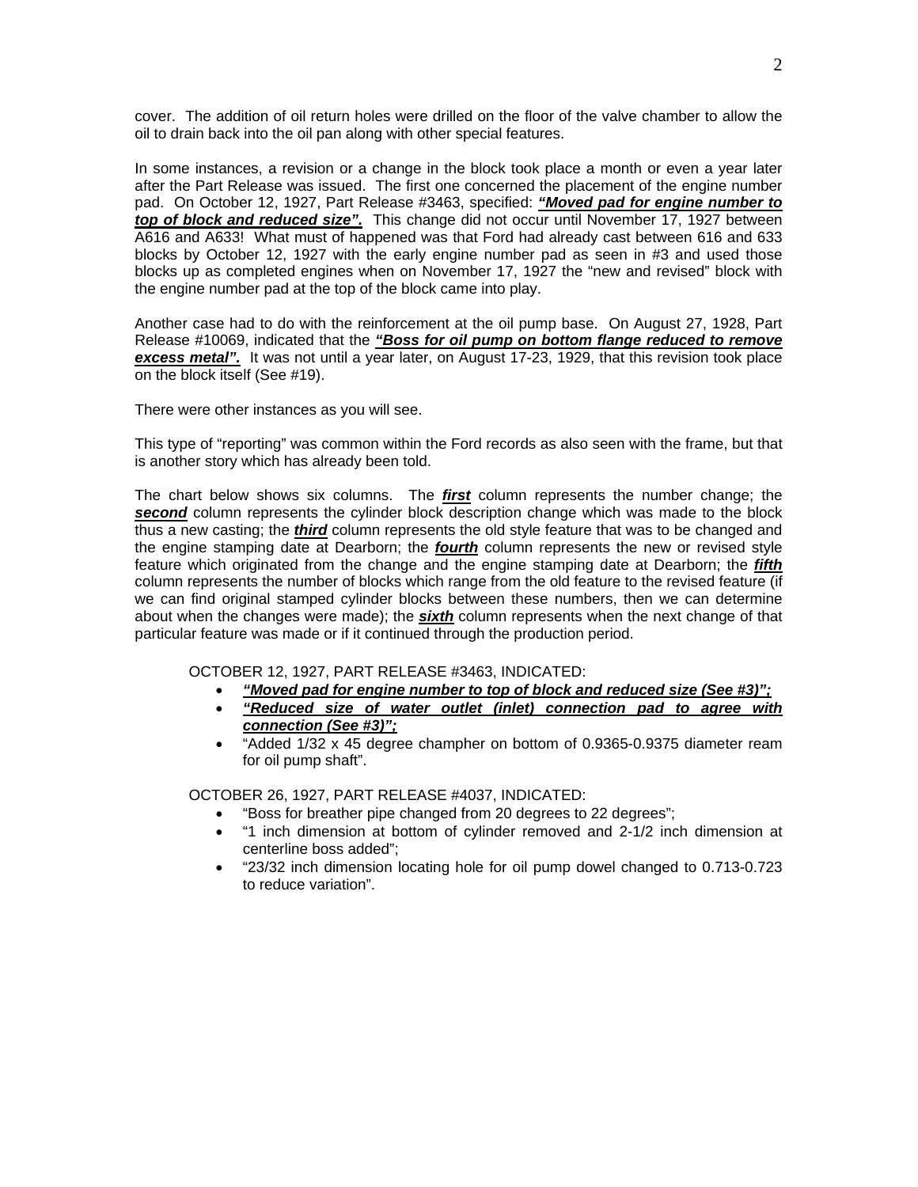cover. The addition of oil return holes were drilled on the floor of the valve chamber to allow the oil to drain back into the oil pan along with other special features.

In some instances, a revision or a change in the block took place a month or even a year later after the Part Release was issued. The first one concerned the placement of the engine number pad. On October 12, 1927, Part Release #3463, specified: ***"Moved pad for engine number to top of block and reduced size".*** This change did not occur until November 17, 1927 between A616 and A633! What must of happened was that Ford had already cast between 616 and 633 blocks by October 12, 1927 with the early engine number pad as seen in #3 and used those blocks up as completed engines when on November 17, 1927 the "new and revised" block with the engine number pad at the top of the block came into play.

Another case had to do with the reinforcement at the oil pump base. On August 27, 1928, Part Release #10069, indicated that the ***"Boss for oil pump on bottom flange reduced to remove excess metal".*** It was not until a year later, on August 17-23, 1929, that this revision took place on the block itself (See #19).

There were other instances as you will see.

This type of "reporting" was common within the Ford records as also seen with the frame, but that is another story which has already been told.

The chart below shows six columns. The ***first*** column represents the number change; the ***second*** column represents the cylinder block description change which was made to the block thus a new casting; the ***third*** column represents the old style feature that was to be changed and the engine stamping date at Dearborn; the ***fourth*** column represents the new or revised style feature which originated from the change and the engine stamping date at Dearborn; the ***fifth*** column represents the number of blocks which range from the old feature to the revised feature (if we can find original stamped cylinder blocks between these numbers, then we can determine about when the changes were made); the ***sixth*** column represents when the next change of that particular feature was made or if it continued through the production period.

OCTOBER 12, 1927, PART RELEASE #3463, INDICATED:

- ***"Moved pad for engine number to top of block and reduced size (See #3)";***
- ***"Reduced size of water outlet (inlet) connection pad to agree with connection (See #3)";***
- "Added 1/32 x 45 degree champher on bottom of 0.9365-0.9375 diameter ream for oil pump shaft".

OCTOBER 26, 1927, PART RELEASE #4037, INDICATED:

- "Boss for breather pipe changed from 20 degrees to 22 degrees";
- "1 inch dimension at bottom of cylinder removed and 2-1/2 inch dimension at centerline boss added";
- "23/32 inch dimension locating hole for oil pump dowel changed to 0.713-0.723 to reduce variation".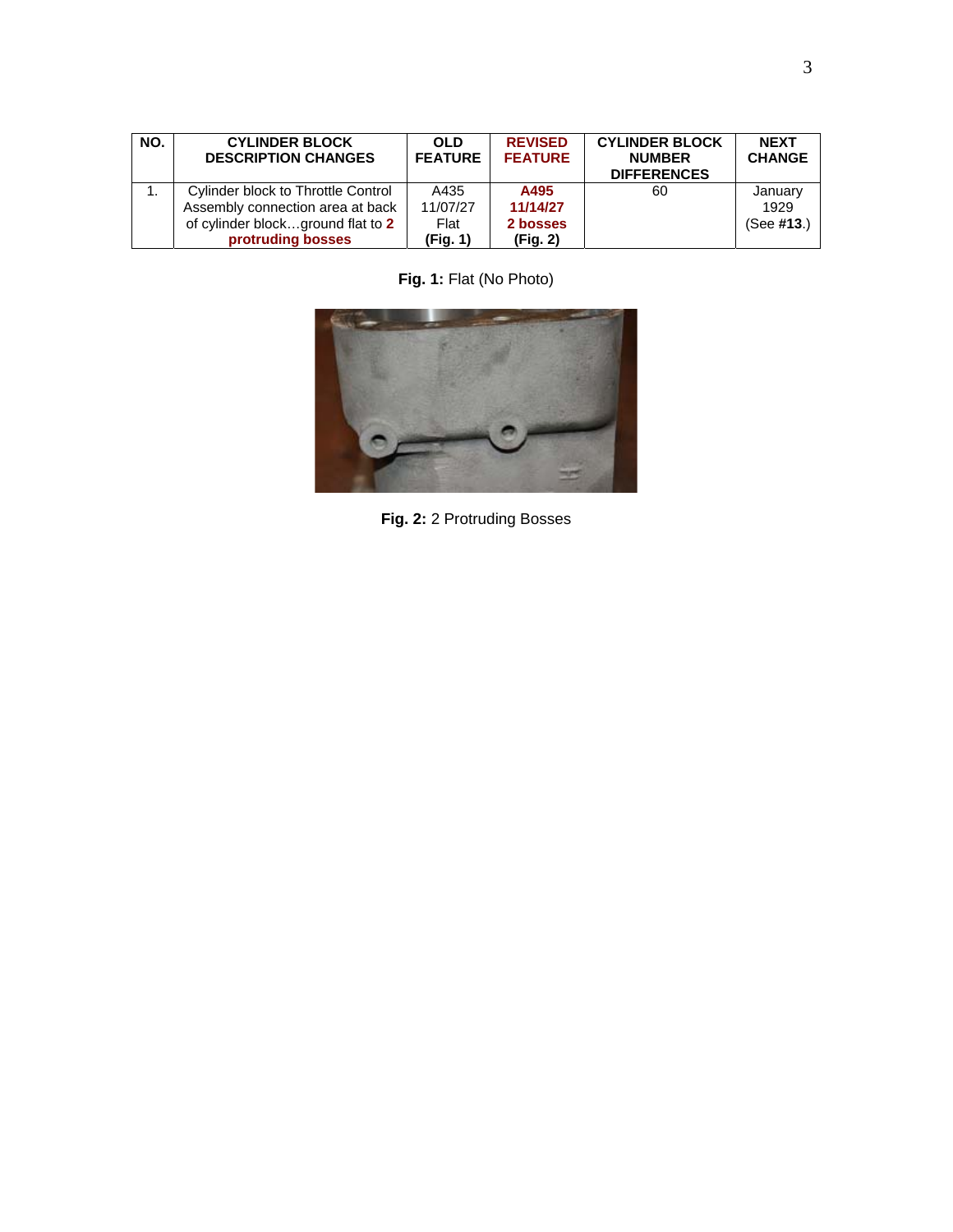| NO. | CYLINDER BLOCK DESCRIPTION CHANGES | OLD FEATURE | REVISED FEATURE | CYLINDER BLOCK NUMBER DIFFERENCES | NEXT CHANGE |
|---|---|---|---|---|---|
| 1. | Cylinder block to Throttle Control Assembly connection area at back of cylinder block…ground flat to **2 protruding bosses** | A435 11/07/27 Flat **(Fig. 1)** | **A495 11/14/27 2 bosses (Fig. 2)** | 60 | January 1929 (See **#13**.) |

**Fig. 1:** Flat (No Photo)

**Fig. 2:** 2 Protruding Bosses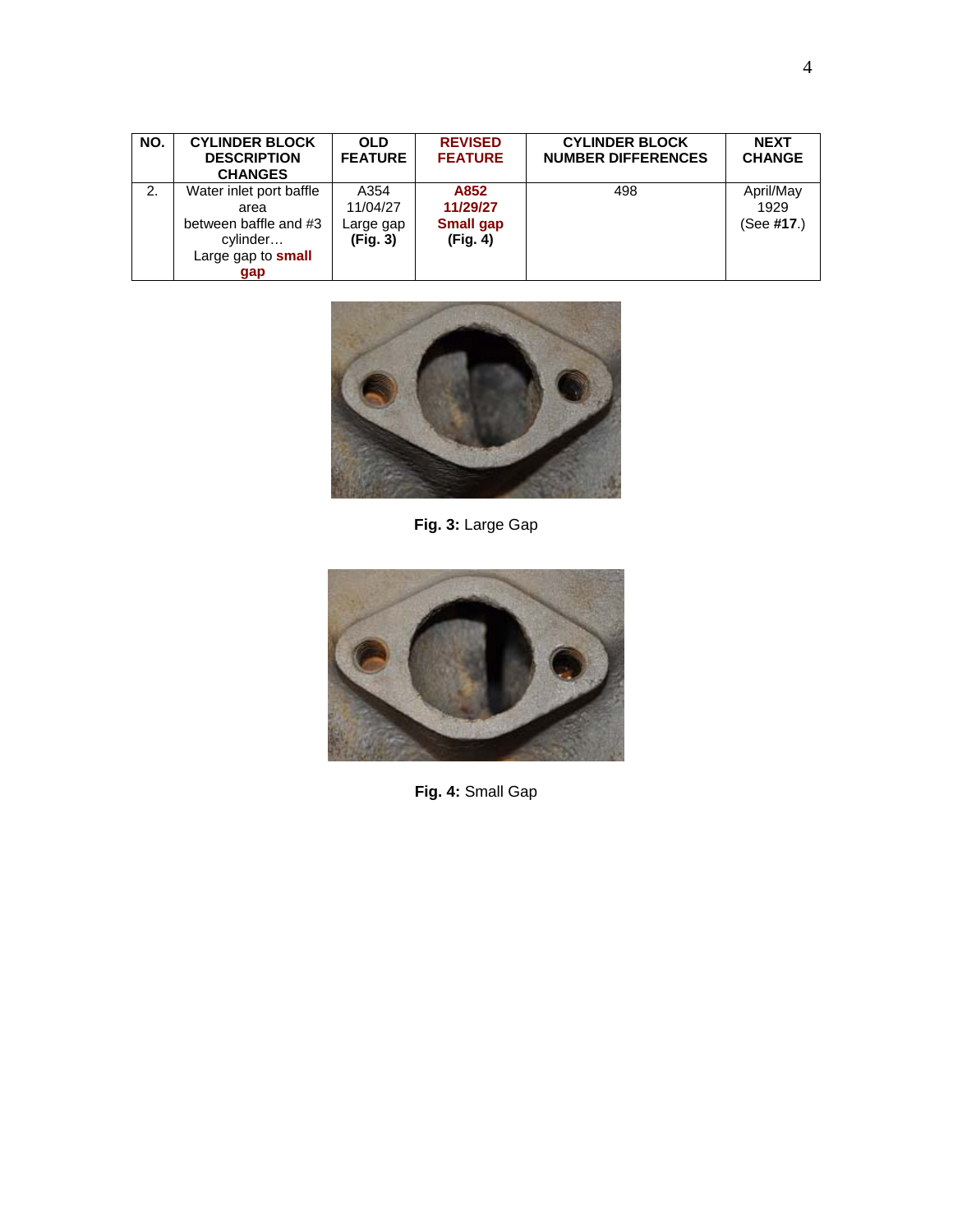| NO. | CYLINDER BLOCK DESCRIPTION CHANGES | OLD FEATURE | REVISED FEATURE | CYLINDER BLOCK NUMBER DIFFERENCES | NEXT CHANGE |
| --- | --- | --- | --- | --- | --- |
| 2. | Water inlet port baffle area between baffle and #3 cylinder… Large gap to **small gap** | A354 11/04/27 Large gap **(Fig. 3)** | **A852 11/29/27 Small gap (Fig. 4)** | 498 | April/May 1929 (See **#17**.) |

**Fig. 3:** Large Gap

**Fig. 4:** Small Gap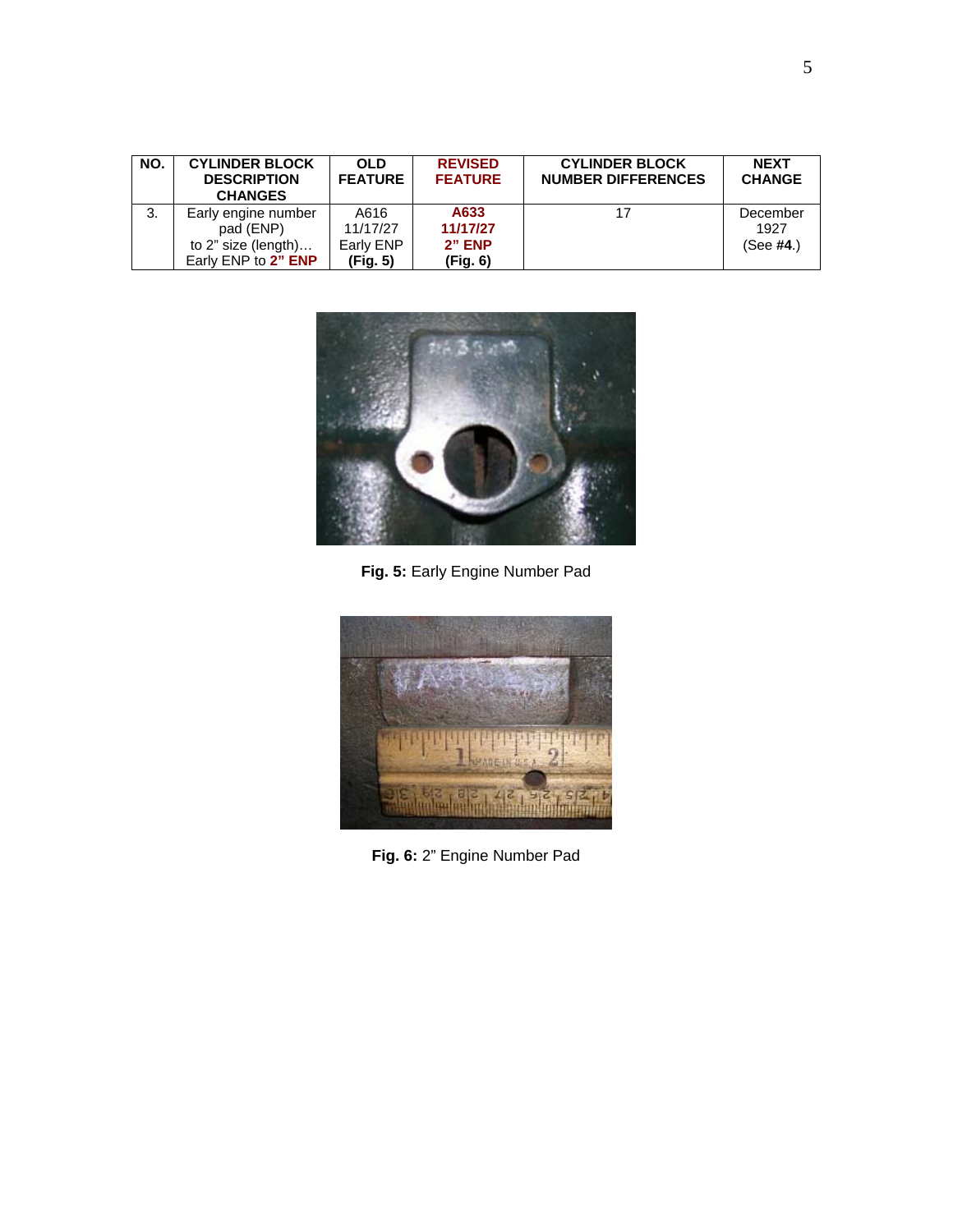| NO. | CYLINDER BLOCK DESCRIPTION CHANGES | OLD FEATURE | REVISED FEATURE | CYLINDER BLOCK NUMBER DIFFERENCES | NEXT CHANGE |
|---|---|---|---|---|---|
| 3. | Early engine number pad (ENP) to 2" size (length)… Early ENP to **2" ENP** | A616 11/17/27 Early ENP **(Fig. 5)** | **A633 11/17/27 2" ENP (Fig. 6)** | 17 | December 1927 (See **#4**.) |

**Fig. 5:** Early Engine Number Pad

**Fig. 6:** 2" Engine Number Pad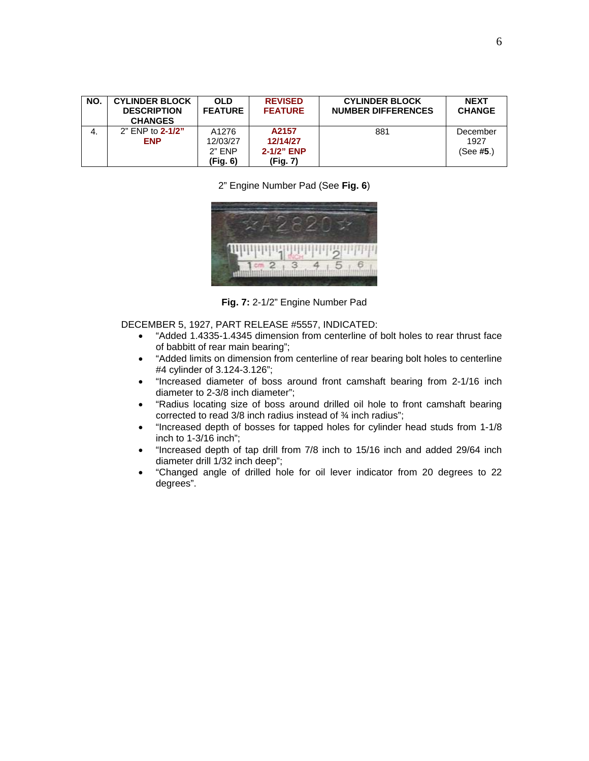| NO. | CYLINDER BLOCK DESCRIPTION CHANGES | OLD FEATURE | REVISED FEATURE | CYLINDER BLOCK NUMBER DIFFERENCES | NEXT CHANGE |
|---|---|---|---|---|---|
| 4. | 2" ENP to **2-1/2" ENP** | A1276 12/03/27 2" ENP **(Fig. 6)** | **A2157 12/14/27 2-1/2" ENP (Fig. 7)** | 881 | December 1927 (See **#5**.) |

2" Engine Number Pad (See **Fig. 6**)

**Fig. 7:** 2-1/2" Engine Number Pad

DECEMBER 5, 1927, PART RELEASE #5557, INDICATED:

- "Added 1.4335-1.4345 dimension from centerline of bolt holes to rear thrust face of babbitt of rear main bearing";
- "Added limits on dimension from centerline of rear bearing bolt holes to centerline #4 cylinder of 3.124-3.126";
- "Increased diameter of boss around front camshaft bearing from 2-1/16 inch diameter to 2-3/8 inch diameter";
- "Radius locating size of boss around drilled oil hole to front camshaft bearing corrected to read 3/8 inch radius instead of ¾ inch radius";
- "Increased depth of bosses for tapped holes for cylinder head studs from 1-1/8 inch to 1-3/16 inch";
- "Increased depth of tap drill from 7/8 inch to 15/16 inch and added 29/64 inch diameter drill 1/32 inch deep";
- "Changed angle of drilled hole for oil lever indicator from 20 degrees to 22 degrees".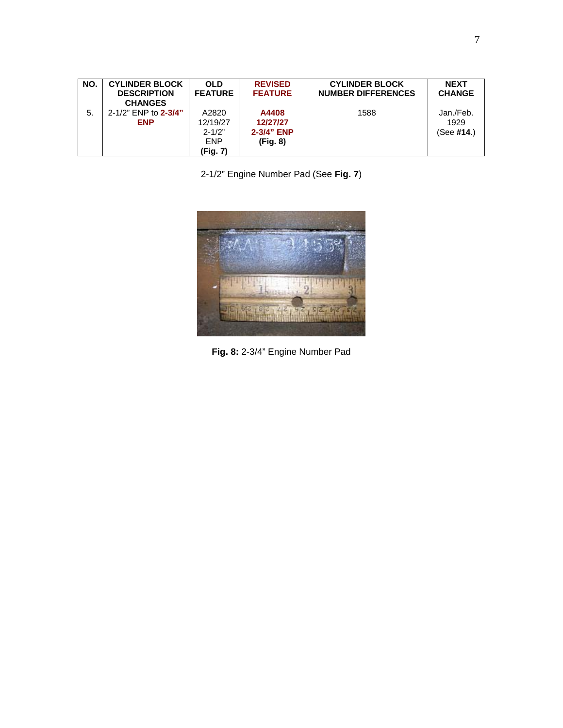| NO. | CYLINDER BLOCK DESCRIPTION CHANGES | OLD FEATURE | REVISED FEATURE | CYLINDER BLOCK NUMBER DIFFERENCES | NEXT CHANGE |
|---|---|---|---|---|---|
| 5. | 2-1/2" ENP to **2-3/4" ENP** | A2820 12/19/27 2-1/2" ENP **(Fig. 7)** | **A4408 12/27/27 2-3/4" ENP (Fig. 8)** | 1588 | Jan./Feb. 1929 (See **#14**.) |

2-1/2" Engine Number Pad (See **Fig. 7**)

**Fig. 8:** 2-3/4" Engine Number Pad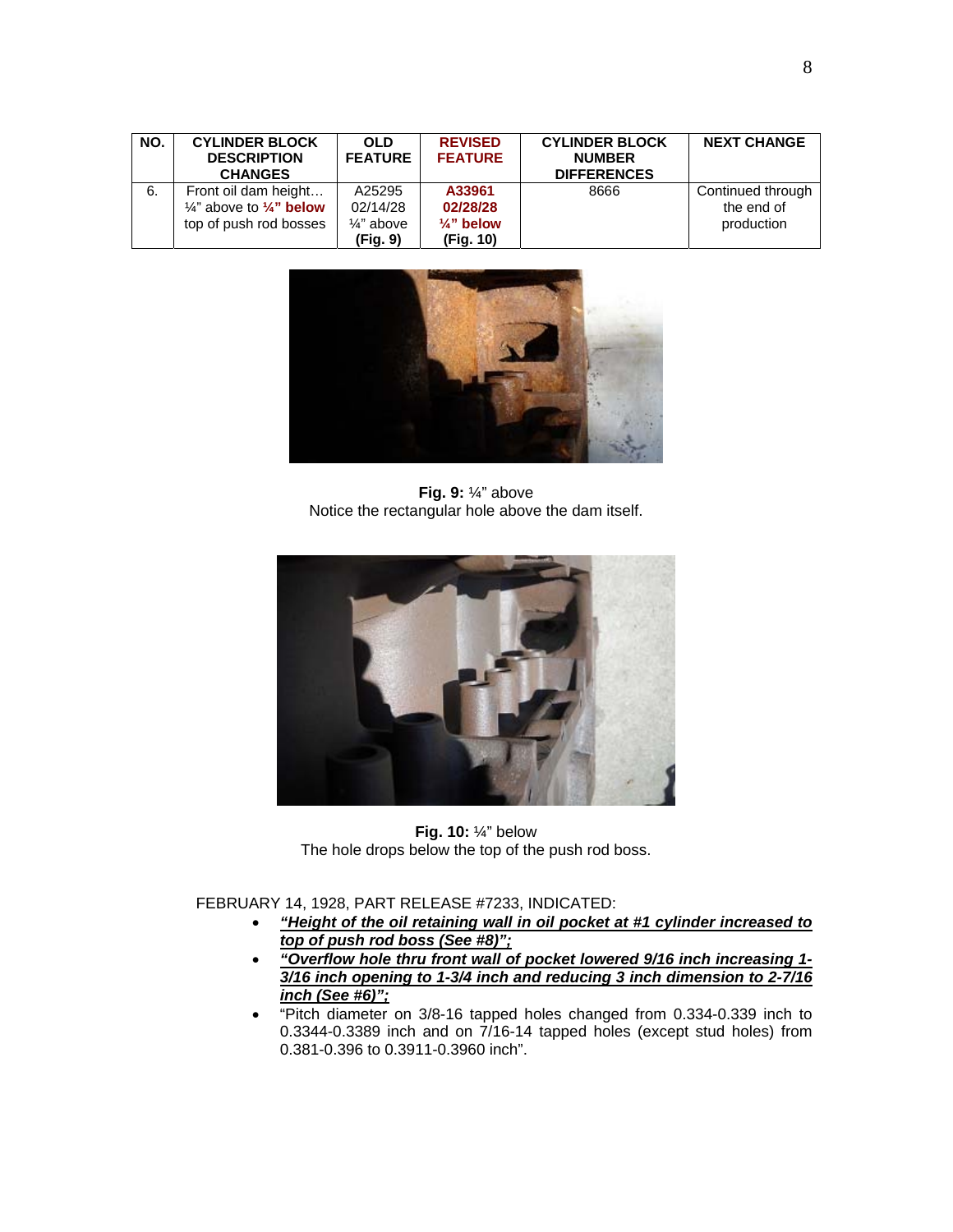| NO. | CYLINDER BLOCK DESCRIPTION CHANGES | OLD FEATURE | REVISED FEATURE | CYLINDER BLOCK NUMBER DIFFERENCES | NEXT CHANGE |
|---|---|---|---|---|---|
| 6. | Front oil dam height… ¼" above to **¼" below** top of push rod bosses | A25295 02/14/28 ¼" above **(Fig. 9)** | **A33961 02/28/28 ¼" below (Fig. 10)** | 8666 | Continued through the end of production |

**Fig. 9:** ¼" above
Notice the rectangular hole above the dam itself.

**Fig. 10:** ¼" below
The hole drops below the top of the push rod boss.

FEBRUARY 14, 1928, PART RELEASE #7233, INDICATED:

- ***"Height of the oil retaining wall in oil pocket at #1 cylinder increased to top of push rod boss (See #8)";***
- ***"Overflow hole thru front wall of pocket lowered 9/16 inch increasing 1-3/16 inch opening to 1-3/4 inch and reducing 3 inch dimension to 2-7/16 inch (See #6)";***
- "Pitch diameter on 3/8-16 tapped holes changed from 0.334-0.339 inch to 0.3344-0.3389 inch and on 7/16-14 tapped holes (except stud holes) from 0.381-0.396 to 0.3911-0.3960 inch".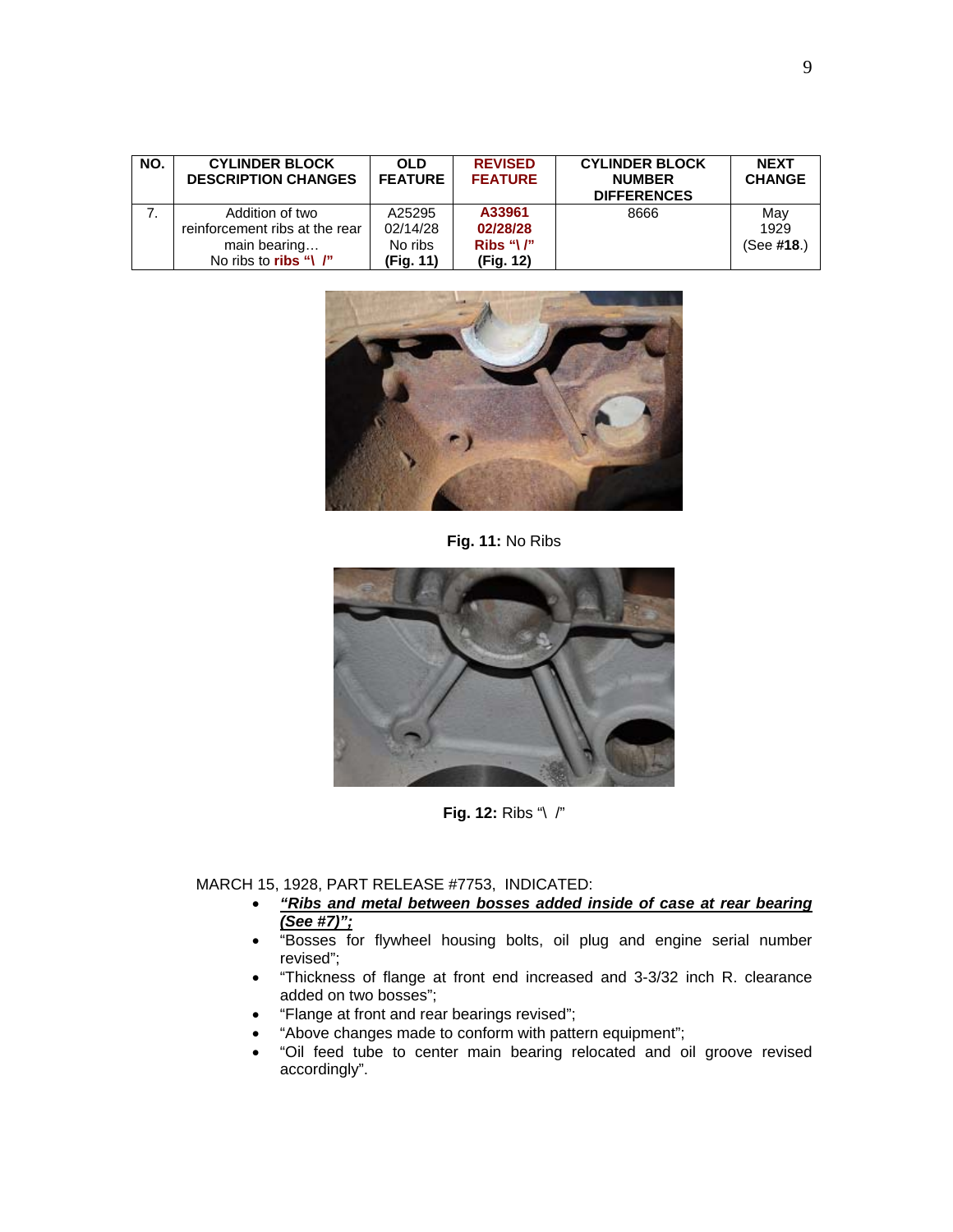| NO. | CYLINDER BLOCK DESCRIPTION CHANGES | OLD FEATURE | REVISED FEATURE | CYLINDER BLOCK NUMBER DIFFERENCES | NEXT CHANGE |
|---|---|---|---|---|---|
| 7. | Addition of two reinforcement ribs at the rear main bearing… No ribs to **ribs "\ /"** | A25295 02/14/28 No ribs **(Fig. 11)** | **A33961 02/28/28 Ribs "\ /" (Fig. 12)** | 8666 | May 1929 (See **#18**.) |

**Fig. 11:** No Ribs

**Fig. 12:** Ribs "\ /"

MARCH 15, 1928, PART RELEASE #7753, INDICATED:

- ***<u>"Ribs and metal between bosses added inside of case at rear bearing (See #7)";</u>***
- "Bosses for flywheel housing bolts, oil plug and engine serial number revised";
- "Thickness of flange at front end increased and 3-3/32 inch R. clearance added on two bosses";
- "Flange at front and rear bearings revised";
- "Above changes made to conform with pattern equipment";
- "Oil feed tube to center main bearing relocated and oil groove revised accordingly".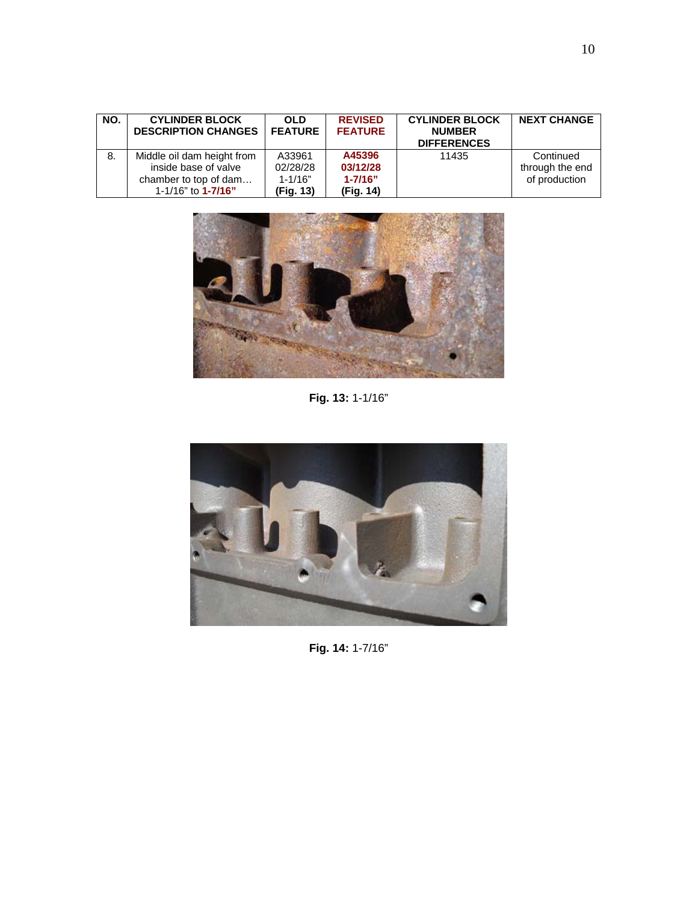| NO. | CYLINDER BLOCK DESCRIPTION CHANGES | OLD FEATURE | REVISED FEATURE | CYLINDER BLOCK NUMBER DIFFERENCES | NEXT CHANGE |
|---|---|---|---|---|---|
| 8. | Middle oil dam height from inside base of valve chamber to top of dam… 1-1/16" to **1-7/16"** | A33961 02/28/28 1-1/16" **(Fig. 13)** | **A45396 03/12/28 1-7/16" (Fig. 14)** | 11435 | Continued through the end of production |

**Fig. 13:** 1-1/16"

**Fig. 14:** 1-7/16"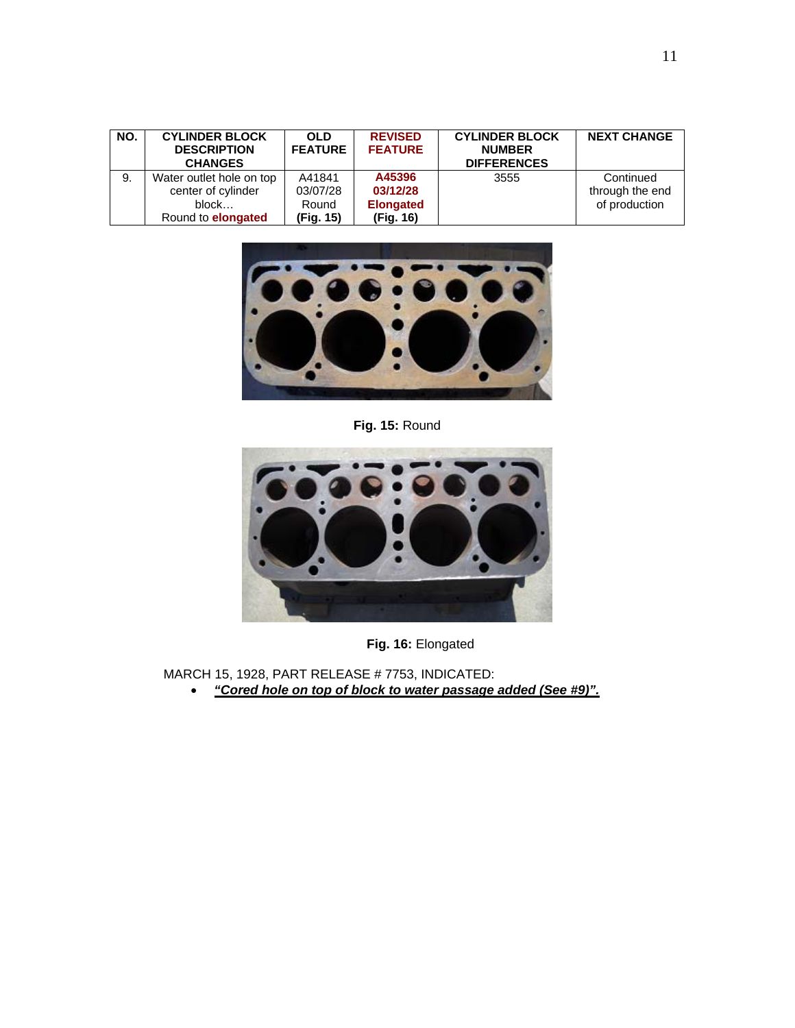| NO. | CYLINDER BLOCK DESCRIPTION CHANGES | OLD FEATURE | REVISED FEATURE | CYLINDER BLOCK NUMBER DIFFERENCES | NEXT CHANGE |
|---|---|---|---|---|---|
| 9. | Water outlet hole on top center of cylinder block… Round to **elongated** | A41841 03/07/28 Round **(Fig. 15)** | **A45396 03/12/28 Elongated (Fig. 16)** | 3555 | Continued through the end of production |

**Fig. 15:** Round

**Fig. 16:** Elongated

MARCH 15, 1928, PART RELEASE # 7753, INDICATED:

- ***"Cored hole on top of block to water passage added (See #9)".***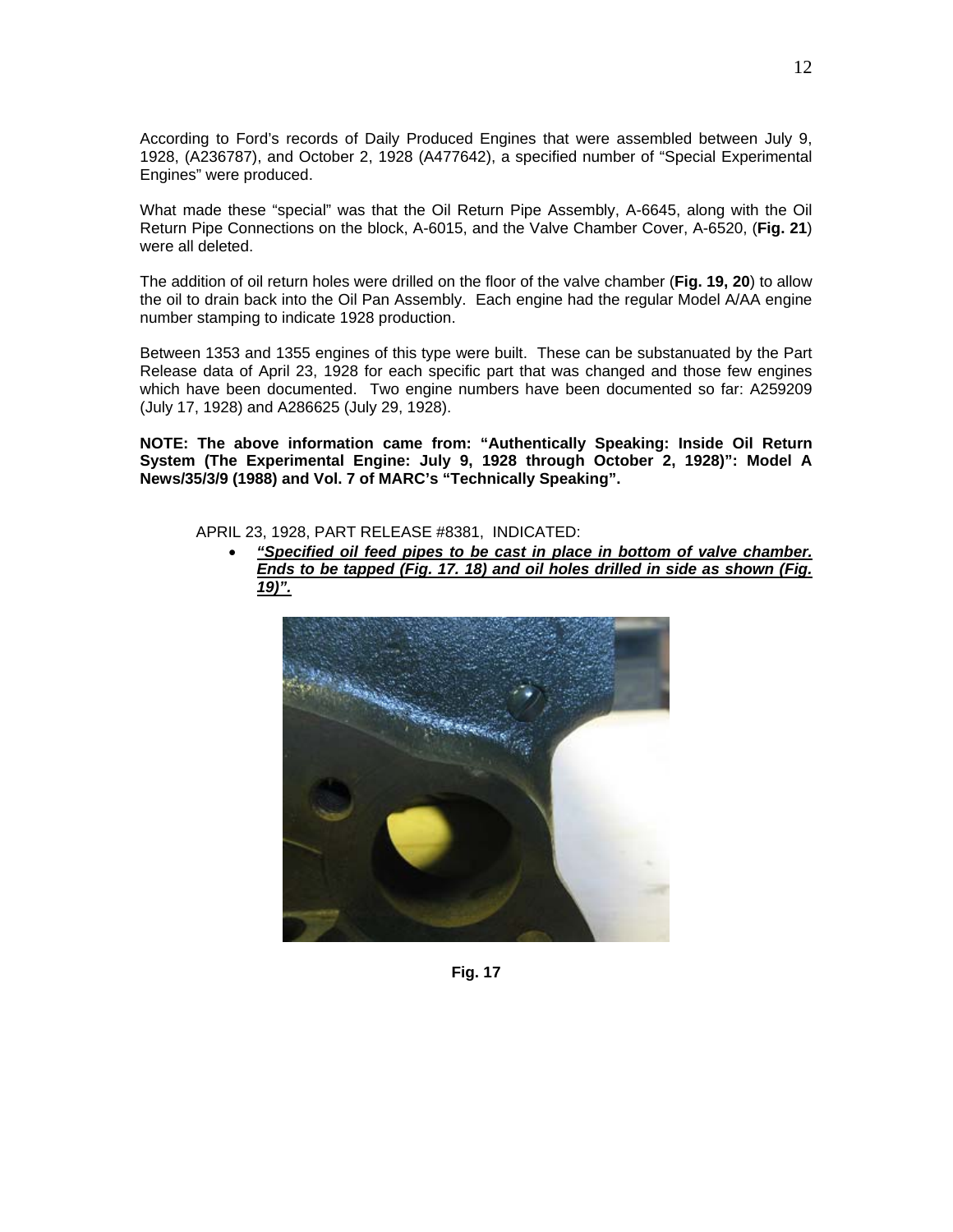According to Ford's records of Daily Produced Engines that were assembled between July 9, 1928, (A236787), and October 2, 1928 (A477642), a specified number of "Special Experimental Engines" were produced.

What made these "special" was that the Oil Return Pipe Assembly, A-6645, along with the Oil Return Pipe Connections on the block, A-6015, and the Valve Chamber Cover, A-6520, (**Fig. 21**) were all deleted.

The addition of oil return holes were drilled on the floor of the valve chamber (**Fig. 19, 20**) to allow the oil to drain back into the Oil Pan Assembly. Each engine had the regular Model A/AA engine number stamping to indicate 1928 production.

Between 1353 and 1355 engines of this type were built. These can be substanuated by the Part Release data of April 23, 1928 for each specific part that was changed and those few engines which have been documented. Two engine numbers have been documented so far: A259209 (July 17, 1928) and A286625 (July 29, 1928).

**NOTE: The above information came from: "Authentically Speaking: Inside Oil Return System (The Experimental Engine: July 9, 1928 through October 2, 1928)": Model A News/35/3/9 (1988) and Vol. 7 of MARC's "Technically Speaking".**

APRIL 23, 1928, PART RELEASE #8381, INDICATED:

- ***"Specified oil feed pipes to be cast in place in bottom of valve chamber. Ends to be tapped (Fig. 17. 18) and oil holes drilled in side as shown (Fig. 19)".***

**Fig. 17**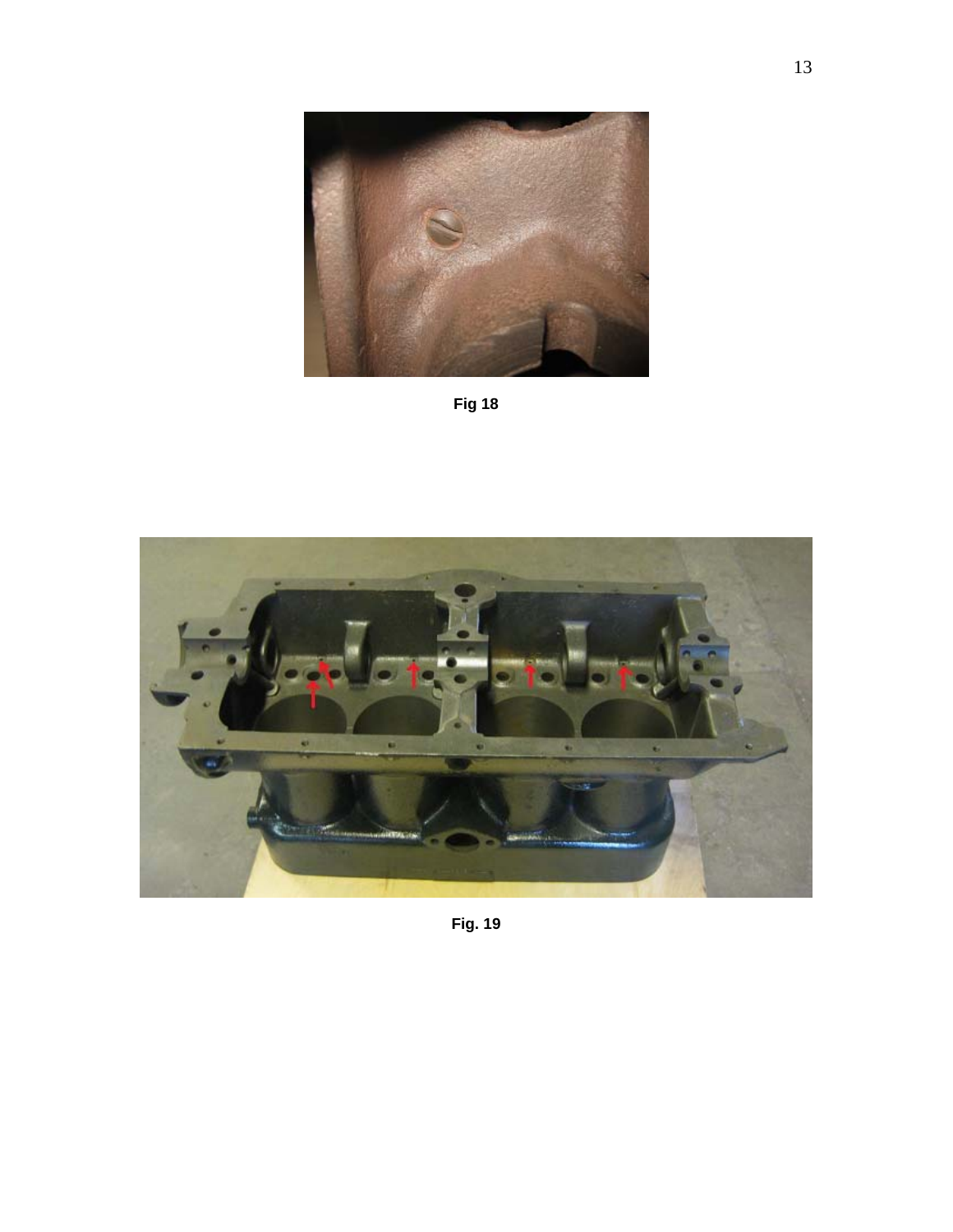Fig 18

Fig. 19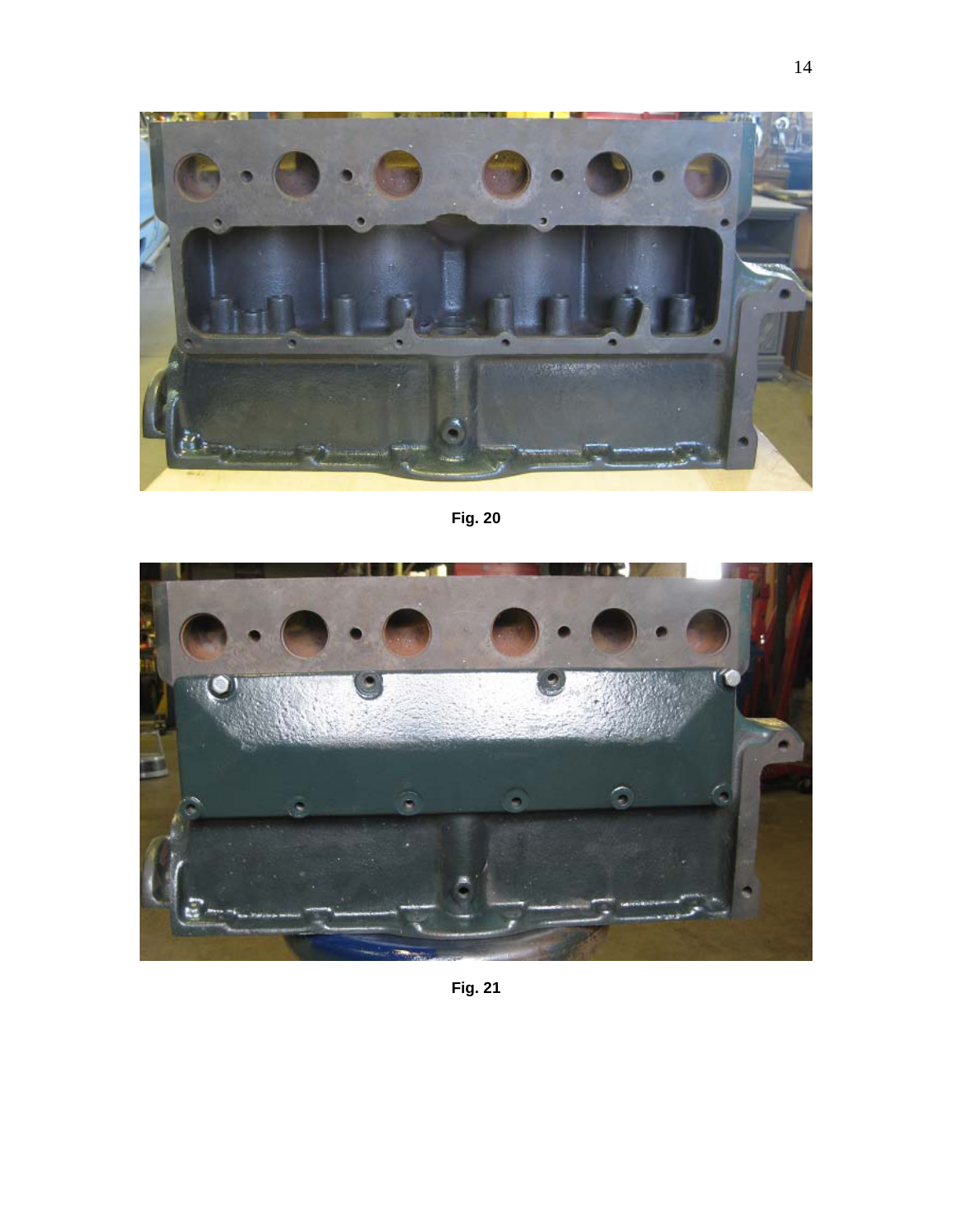Fig. 20

Fig. 21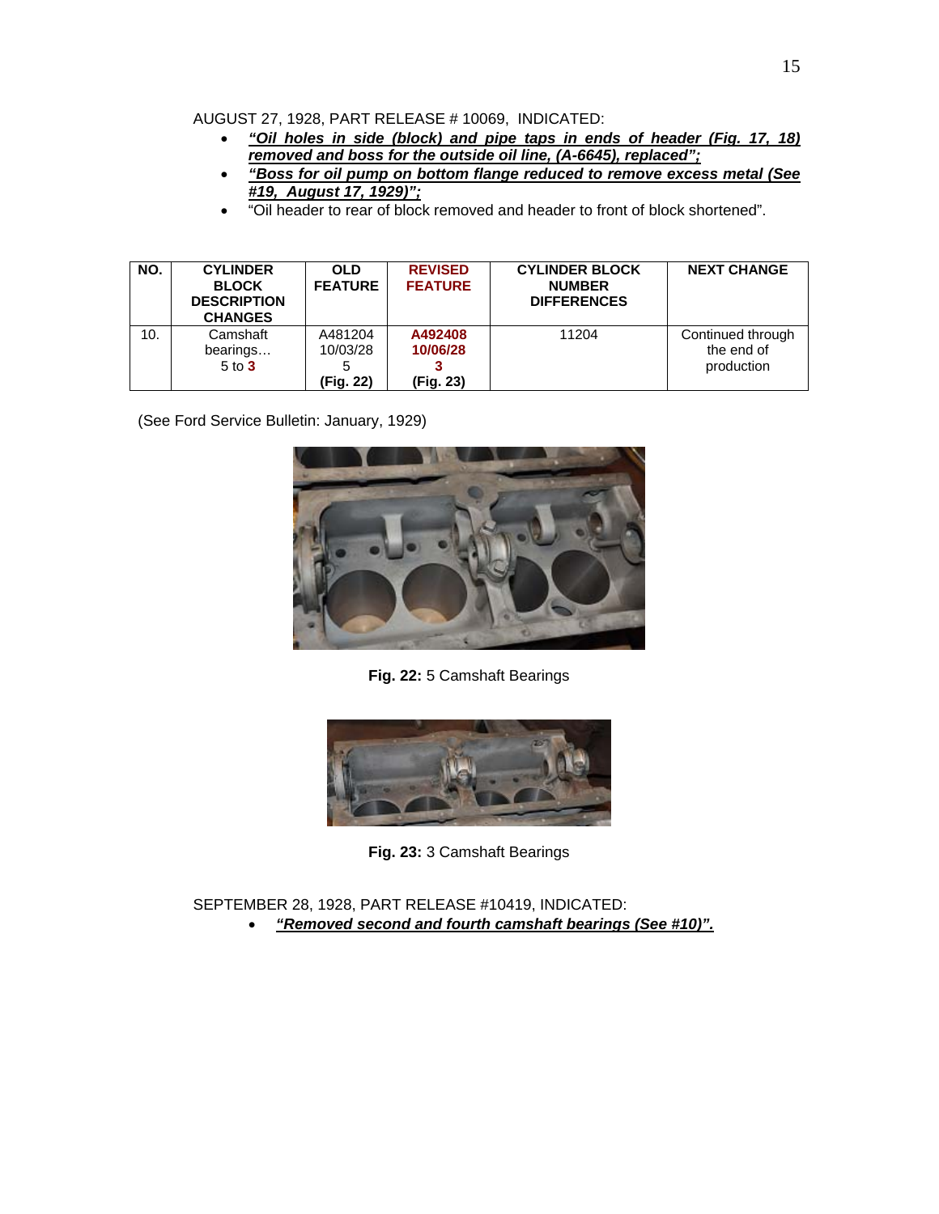AUGUST 27, 1928, PART RELEASE # 10069, INDICATED:

- ***“Oil holes in side (block) and pipe taps in ends of header (Fig. 17, 18) removed and boss for the outside oil line, (A-6645), replaced”;***
- ***“Boss for oil pump on bottom flange reduced to remove excess metal (See #19, August 17, 1929)”;***
- “Oil header to rear of block removed and header to front of block shortened”.

| NO. | CYLINDER BLOCK DESCRIPTION CHANGES | OLD FEATURE | REVISED FEATURE | CYLINDER BLOCK NUMBER DIFFERENCES | NEXT CHANGE |
|---|---|---|---|---|---|
| 10. | Camshaft bearings… 5 to **3** | A481204 10/03/28 5 **(Fig. 22)** | **A492408 10/06/28 3 (Fig. 23)** | 11204 | Continued through the end of production |

(See Ford Service Bulletin: January, 1929)

**Fig. 22:** 5 Camshaft Bearings

**Fig. 23:** 3 Camshaft Bearings

SEPTEMBER 28, 1928, PART RELEASE #10419, INDICATED:

- ***“Removed second and fourth camshaft bearings (See #10)”.***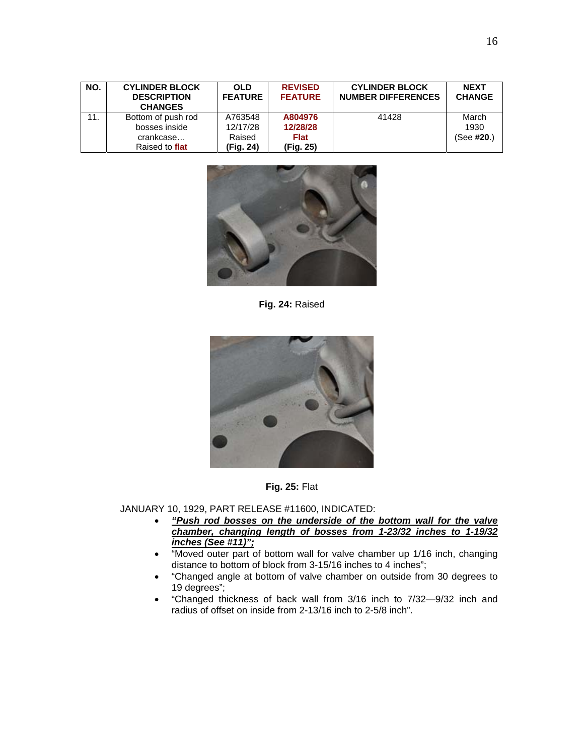| NO. | CYLINDER BLOCK DESCRIPTION CHANGES | OLD FEATURE | REVISED FEATURE | CYLINDER BLOCK NUMBER DIFFERENCES | NEXT CHANGE |
|---|---|---|---|---|---|
| 11. | Bottom of push rod bosses inside crankcase… Raised to **flat** | A763548 12/17/28 Raised **(Fig. 24)** | **A804976 12/28/28 Flat (Fig. 25)** | 41428 | March 1930 (See **#20**.) |

**Fig. 24:** Raised

**Fig. 25:** Flat

JANUARY 10, 1929, PART RELEASE #11600, INDICATED:

- ***<u>"Push rod bosses on the underside of the bottom wall for the valve chamber, changing length of bosses from 1-23/32 inches to 1-19/32 inches (See #11)";</u>***
- "Moved outer part of bottom wall for valve chamber up 1/16 inch, changing distance to bottom of block from 3-15/16 inches to 4 inches";
- "Changed angle at bottom of valve chamber on outside from 30 degrees to 19 degrees";
- "Changed thickness of back wall from 3/16 inch to 7/32—9/32 inch and radius of offset on inside from 2-13/16 inch to 2-5/8 inch".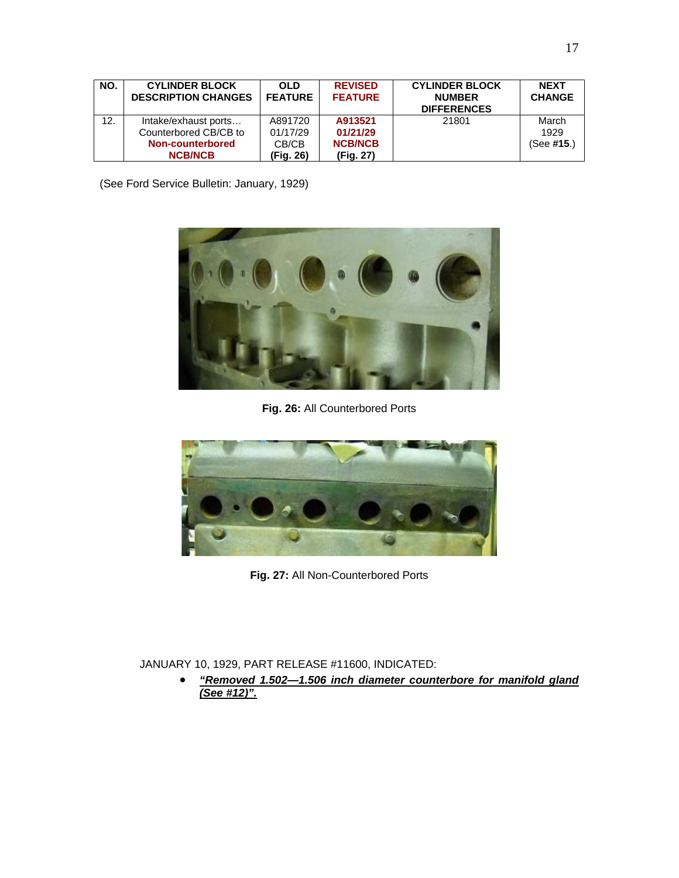| NO. | CYLINDER BLOCK DESCRIPTION CHANGES | OLD FEATURE | REVISED FEATURE | CYLINDER BLOCK NUMBER DIFFERENCES | NEXT CHANGE |
|---|---|---|---|---|---|
| 12. | Intake/exhaust ports… Counterbored CB/CB to **Non-counterbored NCB/NCB** | A891720 01/17/29 CB/CB **(Fig. 26)** | **A913521 01/21/29 NCB/NCB (Fig. 27)** | 21801 | March 1929 (See **#15**.) |

(See Ford Service Bulletin: January, 1929)

**Fig. 26:** All Counterbored Ports

**Fig. 27:** All Non-Counterbored Ports

JANUARY 10, 1929, PART RELEASE #11600, INDICATED:

- ***“Removed 1.502—1.506 inch diameter counterbore for manifold gland (See #12)”.***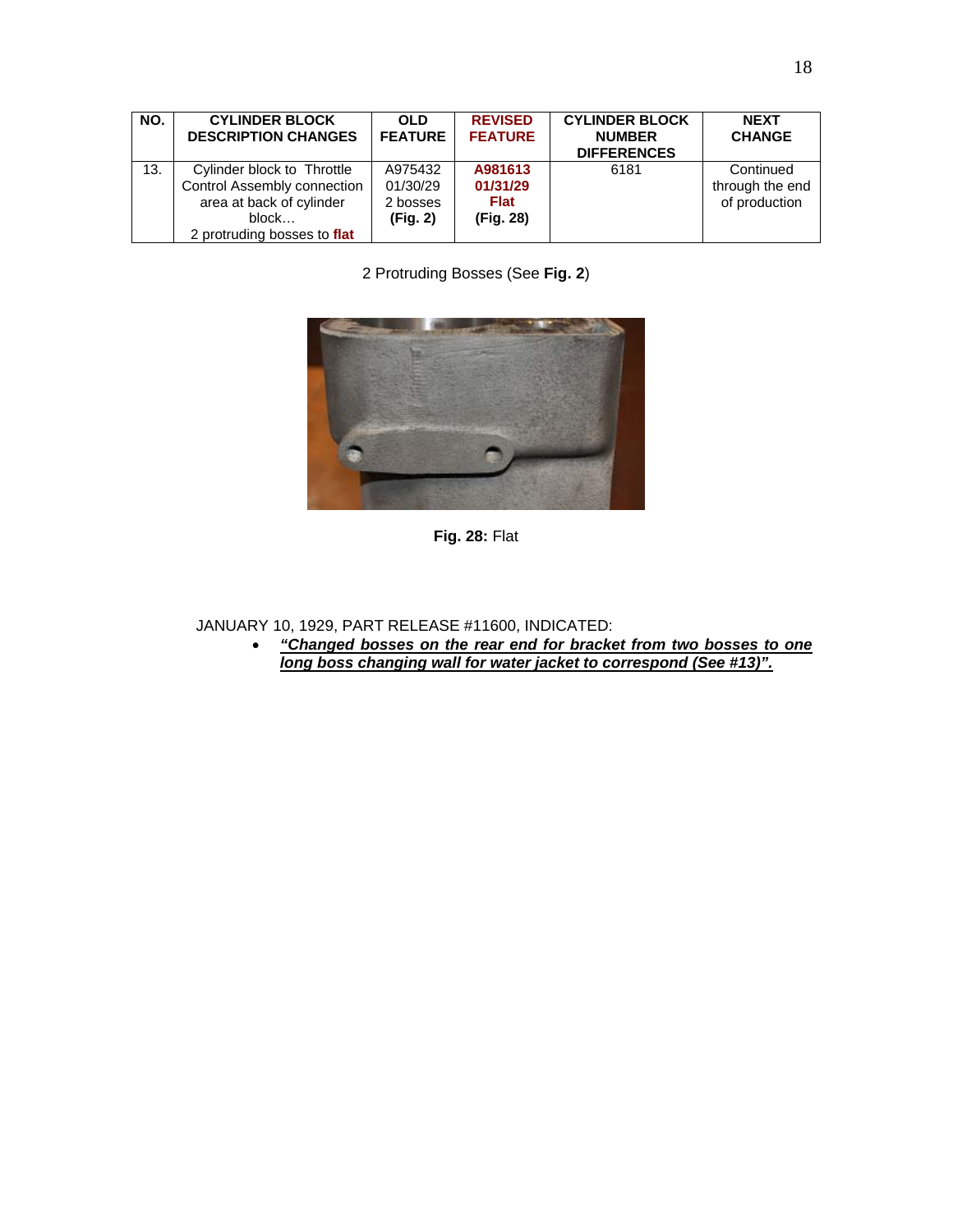| NO. | CYLINDER BLOCK DESCRIPTION CHANGES | OLD FEATURE | REVISED FEATURE | CYLINDER BLOCK NUMBER DIFFERENCES | NEXT CHANGE |
|---|---|---|---|---|---|
| 13. | Cylinder block to Throttle Control Assembly connection area at back of cylinder block… 2 protruding bosses to **flat** | A975432 01/30/29 2 bosses **(Fig. 2)** | **A981613 01/31/29 Flat (Fig. 28)** | 6181 | Continued through the end of production |

2 Protruding Bosses (See **Fig. 2**)

**Fig. 28:** Flat

JANUARY 10, 1929, PART RELEASE #11600, INDICATED:

- ***“Changed bosses on the rear end for bracket from two bosses to one long boss changing wall for water jacket to correspond (See #13)”.***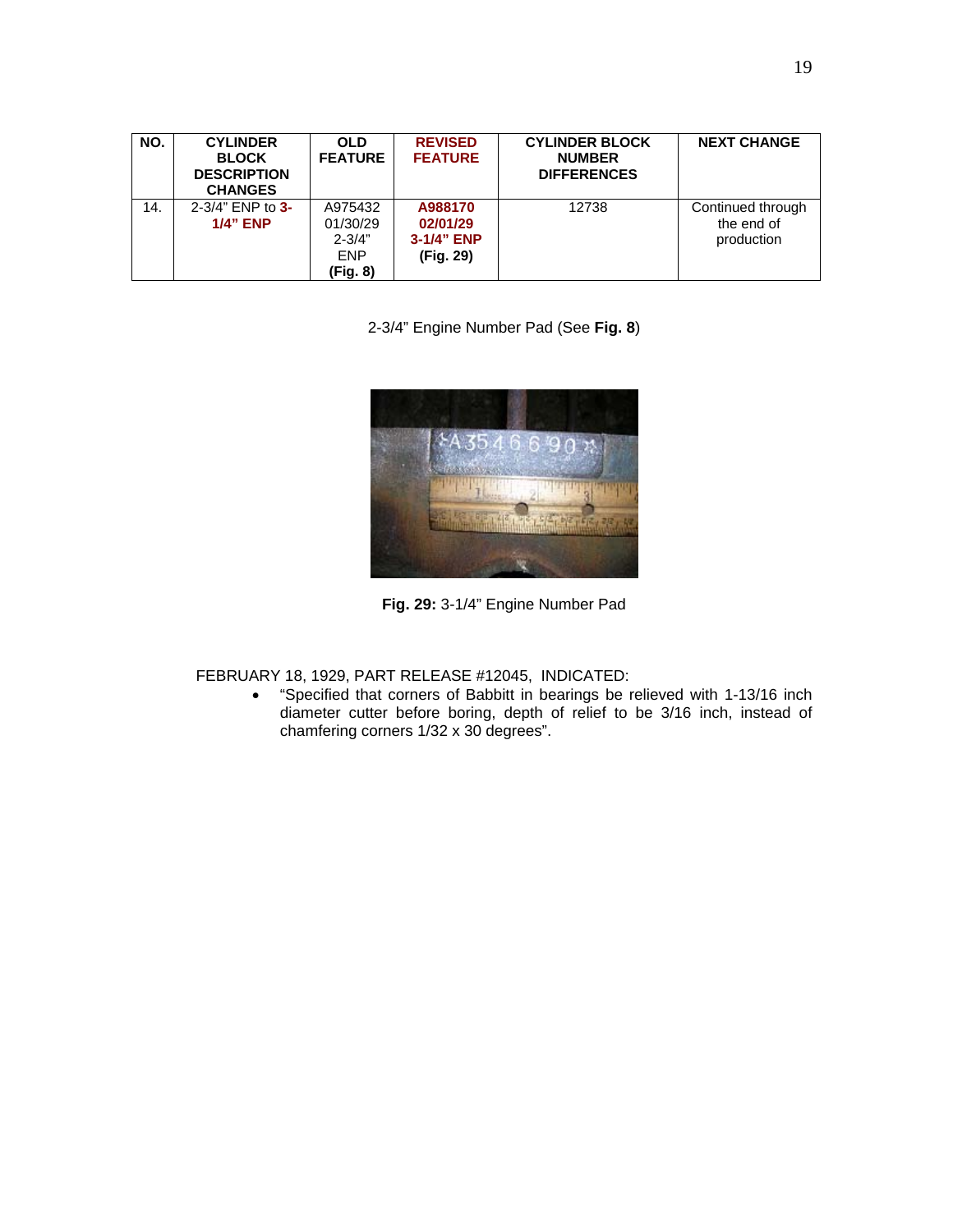| NO. | CYLINDER BLOCK DESCRIPTION CHANGES | OLD FEATURE | REVISED FEATURE | CYLINDER BLOCK NUMBER DIFFERENCES | NEXT CHANGE |
|---|---|---|---|---|---|
| 14. | 2-3/4" ENP to **3-1/4" ENP** | A975432 01/30/29 2-3/4" ENP **(Fig. 8)** | **A988170 02/01/29 3-1/4" ENP (Fig. 29)** | 12738 | Continued through the end of production |

2-3/4" Engine Number Pad (See **Fig. 8**)

**Fig. 29:** 3-1/4" Engine Number Pad

FEBRUARY 18, 1929, PART RELEASE #12045, INDICATED:

- "Specified that corners of Babbitt in bearings be relieved with 1-13/16 inch diameter cutter before boring, depth of relief to be 3/16 inch, instead of chamfering corners 1/32 x 30 degrees".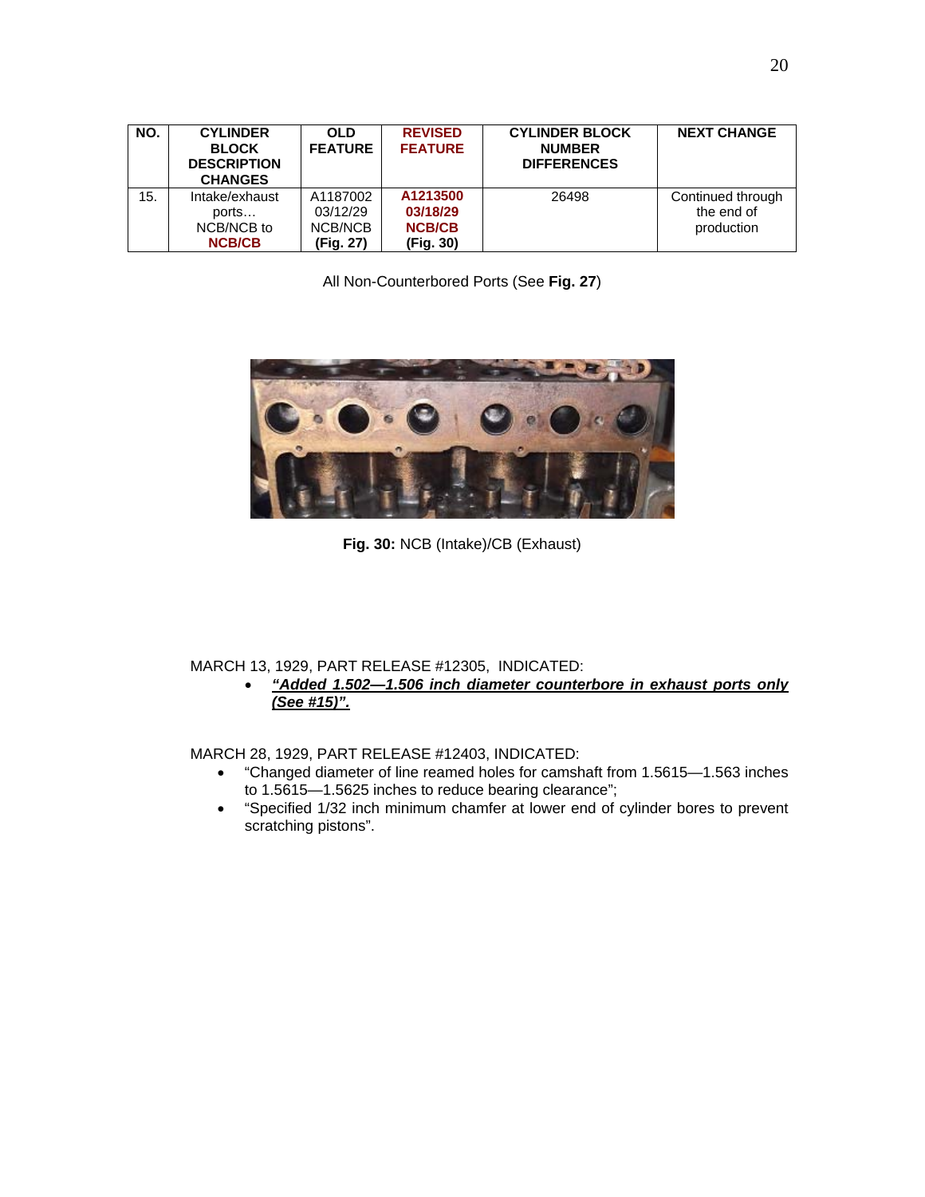| NO. | CYLINDER BLOCK DESCRIPTION CHANGES | OLD FEATURE | REVISED FEATURE | CYLINDER BLOCK NUMBER DIFFERENCES | NEXT CHANGE |
|---|---|---|---|---|---|
| 15. | Intake/exhaust ports… NCB/NCB to **NCB/CB** | A1187002 03/12/29 NCB/NCB **(Fig. 27)** | **A1213500 03/18/29 NCB/CB (Fig. 30)** | 26498 | Continued through the end of production |

All Non-Counterbored Ports (See **Fig. 27**)

**Fig. 30:** NCB (Intake)/CB (Exhaust)

MARCH 13, 1929, PART RELEASE #12305, INDICATED:

- ***"Added 1.502—1.506 inch diameter counterbore in exhaust ports only (See #15)".***

MARCH 28, 1929, PART RELEASE #12403, INDICATED:

- "Changed diameter of line reamed holes for camshaft from 1.5615—1.563 inches to 1.5615—1.5625 inches to reduce bearing clearance";
- "Specified 1/32 inch minimum chamfer at lower end of cylinder bores to prevent scratching pistons".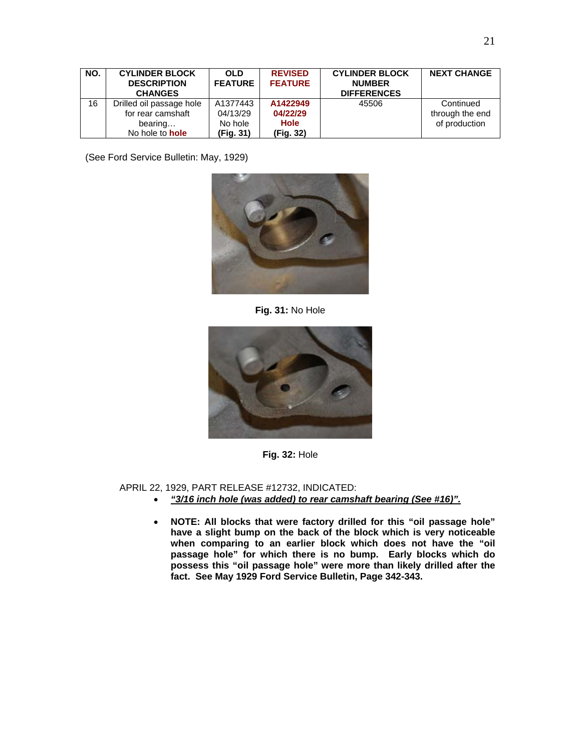| NO. | CYLINDER BLOCK DESCRIPTION CHANGES | OLD FEATURE | REVISED FEATURE | CYLINDER BLOCK NUMBER DIFFERENCES | NEXT CHANGE |
|---|---|---|---|---|---|
| 16 | Drilled oil passage hole for rear camshaft bearing… No hole to **hole** | A1377443 04/13/29 No hole **(Fig. 31)** | **A1422949 04/22/29 Hole (Fig. 32)** | 45506 | Continued through the end of production |

(See Ford Service Bulletin: May, 1929)

**Fig. 31:** No Hole

**Fig. 32:** Hole

APRIL 22, 1929, PART RELEASE #12732, INDICATED:

- ***"3/16 inch hole (was added) to rear camshaft bearing (See #16)".***
- **NOTE: All blocks that were factory drilled for this "oil passage hole" have a slight bump on the back of the block which is very noticeable when comparing to an earlier block which does not have the "oil passage hole" for which there is no bump. Early blocks which do possess this "oil passage hole" were more than likely drilled after the fact. See May 1929 Ford Service Bulletin, Page 342-343.**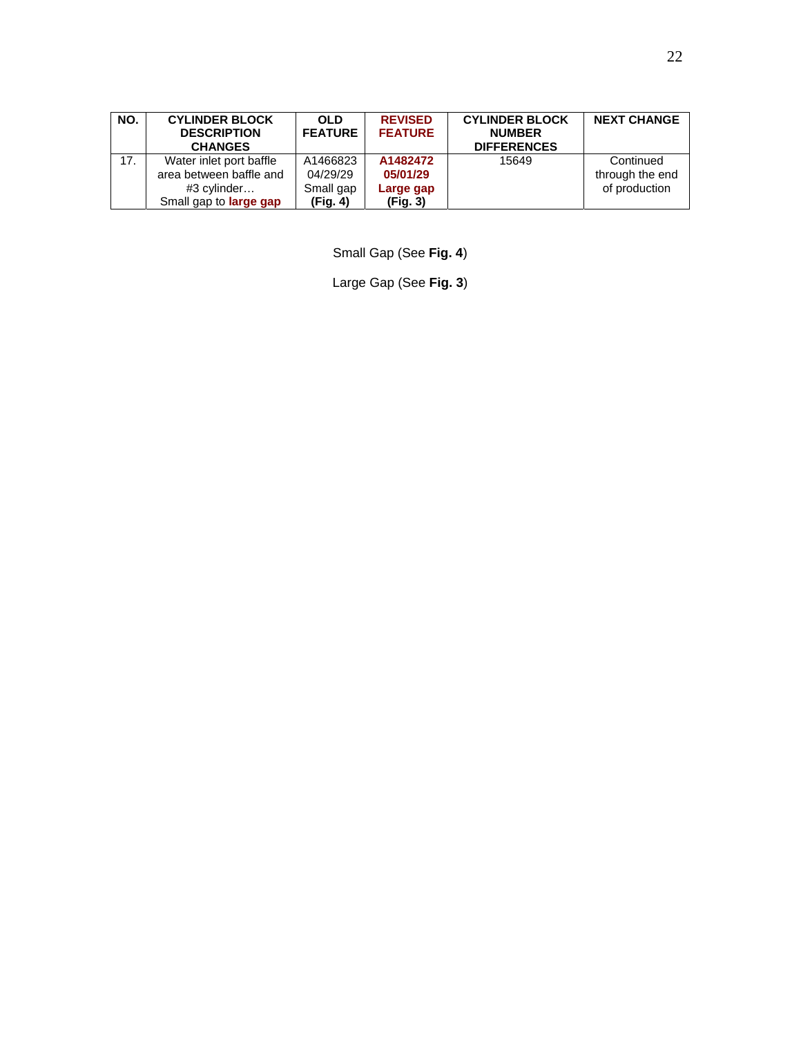| NO. | CYLINDER BLOCK DESCRIPTION CHANGES | OLD FEATURE | REVISED FEATURE | CYLINDER BLOCK NUMBER DIFFERENCES | NEXT CHANGE |
|---|---|---|---|---|---|
| 17. | Water inlet port baffle area between baffle and #3 cylinder… Small gap to **large gap** | A1466823 04/29/29 Small gap **(Fig. 4)** | **A1482472 05/01/29 Large gap (Fig. 3)** | 15649 | Continued through the end of production |

Small Gap (See **Fig. 4**)

Large Gap (See **Fig. 3**)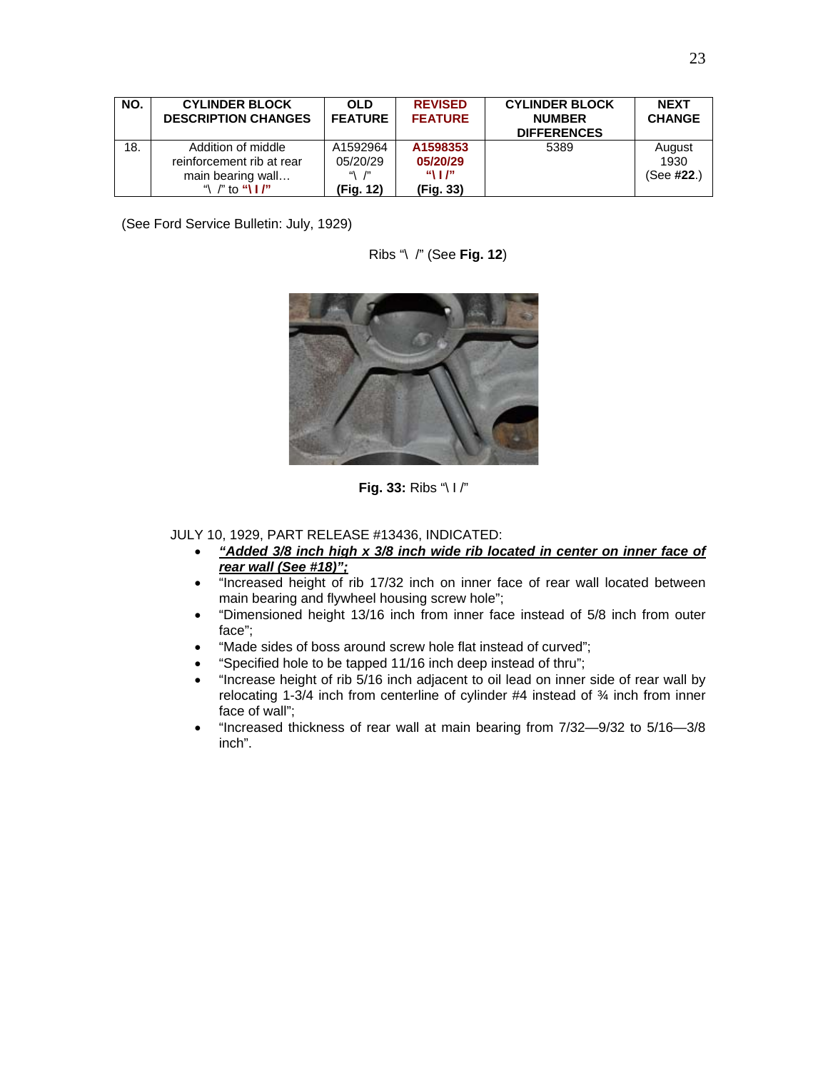| NO. | CYLINDER BLOCK DESCRIPTION CHANGES | OLD FEATURE | REVISED FEATURE | CYLINDER BLOCK NUMBER DIFFERENCES | NEXT CHANGE |
|---|---|---|---|---|---|
| 18. | Addition of middle reinforcement rib at rear main bearing wall… "\ /" to **"\ I /"** | A1592964 05/20/29 "\ /" **(Fig. 12)** | **A1598353 05/20/29 "\ I /" (Fig. 33)** | 5389 | August 1930 (See **#22**.) |

(See Ford Service Bulletin: July, 1929)

Ribs "\ /" (See **Fig. 12**)

**Fig. 33:** Ribs "\ I /"

JULY 10, 1929, PART RELEASE #13436, INDICATED:

- ***"Added 3/8 inch high x 3/8 inch wide rib located in center on inner face of rear wall (See #18)";***
- "Increased height of rib 17/32 inch on inner face of rear wall located between main bearing and flywheel housing screw hole";
- "Dimensioned height 13/16 inch from inner face instead of 5/8 inch from outer face";
- "Made sides of boss around screw hole flat instead of curved";
- "Specified hole to be tapped 11/16 inch deep instead of thru";
- "Increase height of rib 5/16 inch adjacent to oil lead on inner side of rear wall by relocating 1-3/4 inch from centerline of cylinder #4 instead of ¾ inch from inner face of wall";
- "Increased thickness of rear wall at main bearing from 7/32—9/32 to 5/16—3/8 inch".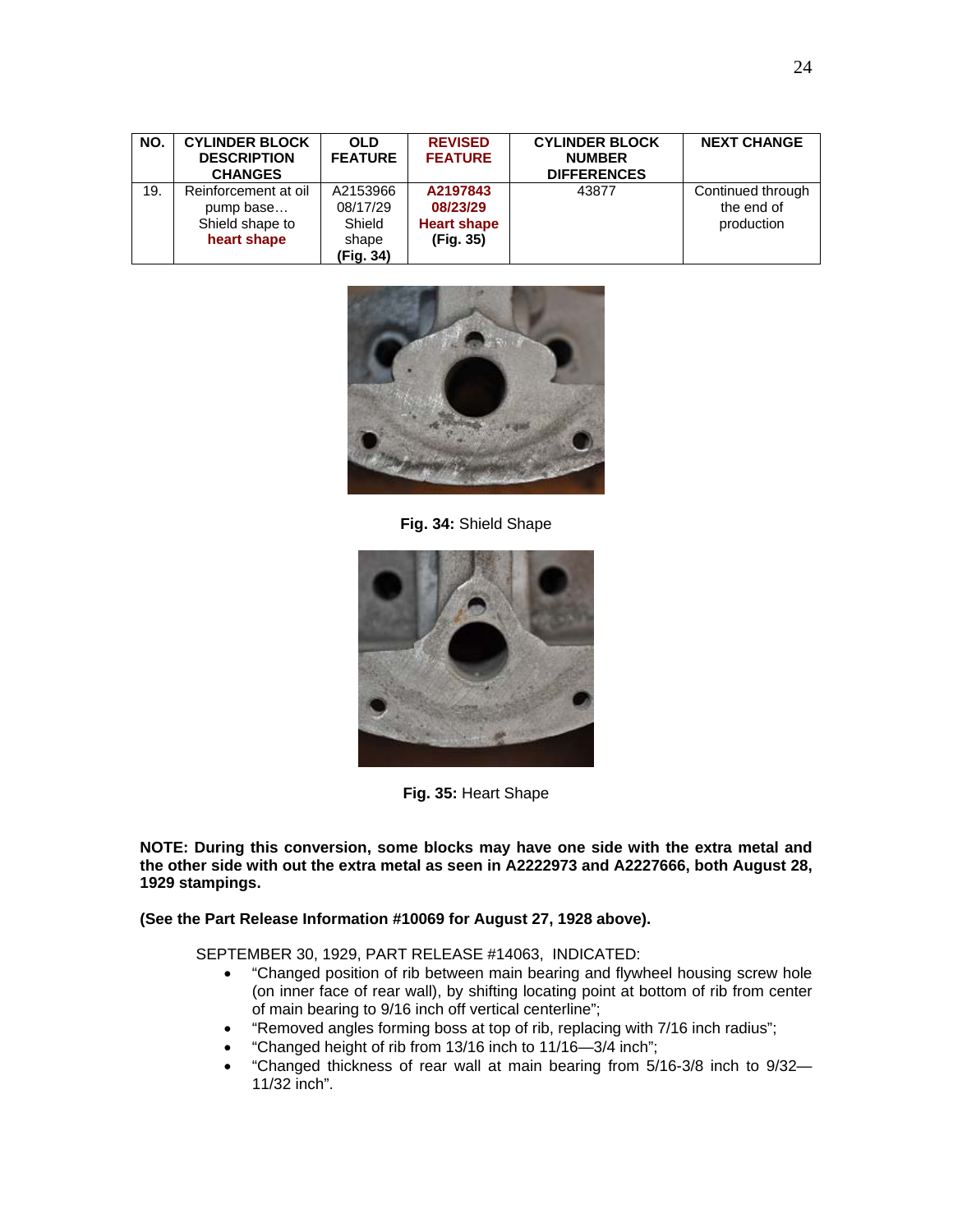| NO. | CYLINDER BLOCK DESCRIPTION CHANGES | OLD FEATURE | REVISED FEATURE | CYLINDER BLOCK NUMBER DIFFERENCES | NEXT CHANGE |
|---|---|---|---|---|---|
| 19. | Reinforcement at oil pump base… Shield shape to **heart shape** | A2153966 08/17/29 Shield shape **(Fig. 34)** | **A2197843 08/23/29 Heart shape (Fig. 35)** | 43877 | Continued through the end of production |

**Fig. 34:** Shield Shape

**Fig. 35:** Heart Shape

**NOTE: During this conversion, some blocks may have one side with the extra metal and the other side with out the extra metal as seen in A2222973 and A2227666, both August 28, 1929 stampings.**

**(See the Part Release Information #10069 for August 27, 1928 above).**

SEPTEMBER 30, 1929, PART RELEASE #14063, INDICATED:

- "Changed position of rib between main bearing and flywheel housing screw hole (on inner face of rear wall), by shifting locating point at bottom of rib from center of main bearing to 9/16 inch off vertical centerline";
- "Removed angles forming boss at top of rib, replacing with 7/16 inch radius";
- "Changed height of rib from 13/16 inch to 11/16—3/4 inch";
- "Changed thickness of rear wall at main bearing from 5/16-3/8 inch to 9/32—11/32 inch".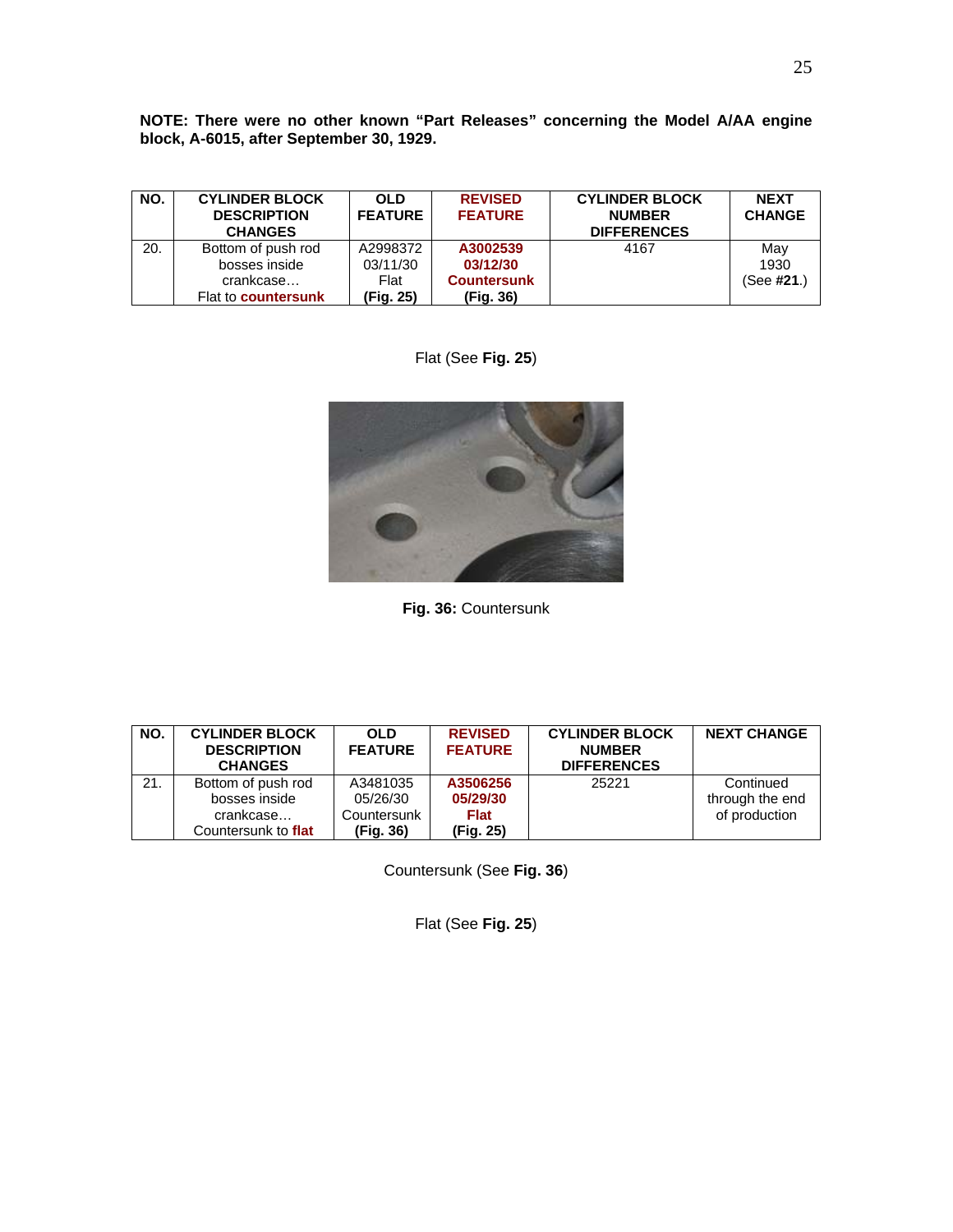**NOTE: There were no other known “Part Releases” concerning the Model A/AA engine block, A-6015, after September 30, 1929.**

| NO. | CYLINDER BLOCK DESCRIPTION CHANGES | OLD FEATURE | REVISED FEATURE | CYLINDER BLOCK NUMBER DIFFERENCES | NEXT CHANGE |
|---|---|---|---|---|---|
| 20. | Bottom of push rod bosses inside crankcase… Flat to **countersunk** | A2998372 03/11/30 Flat **(Fig. 25)** | **A3002539 03/12/30 Countersunk (Fig. 36)** | 4167 | May 1930 (See **#21**.) |

Flat (See **Fig. 25**)

**Fig. 36:** Countersunk

| NO. | CYLINDER BLOCK DESCRIPTION CHANGES | OLD FEATURE | REVISED FEATURE | CYLINDER BLOCK NUMBER DIFFERENCES | NEXT CHANGE |
|---|---|---|---|---|---|
| 21. | Bottom of push rod bosses inside crankcase… Countersunk to **flat** | A3481035 05/26/30 Countersunk **(Fig. 36)** | **A3506256 05/29/30 Flat (Fig. 25)** | 25221 | Continued through the end of production |

Countersunk (See **Fig. 36**)

Flat (See **Fig. 25**)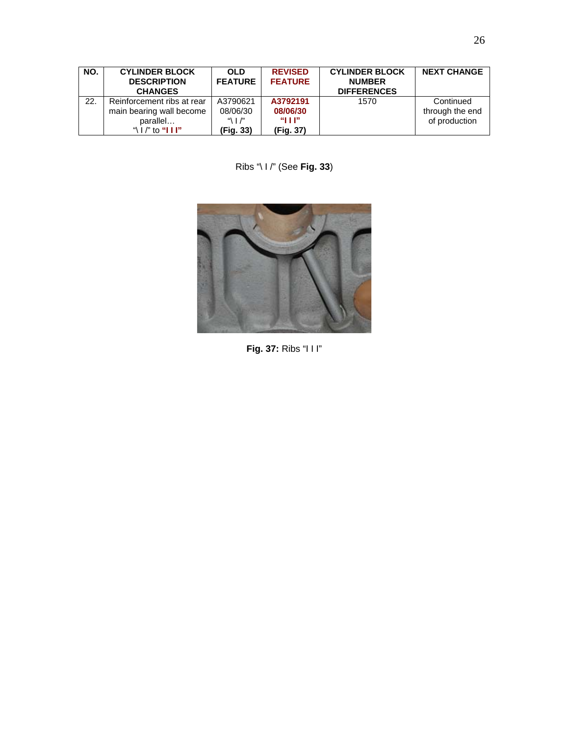| NO. | CYLINDER BLOCK DESCRIPTION CHANGES | OLD FEATURE | REVISED FEATURE | CYLINDER BLOCK NUMBER DIFFERENCES | NEXT CHANGE |
|---|---|---|---|---|---|
| 22. | Reinforcement ribs at rear main bearing wall become parallel… "\ I /" to **"I I I"** | A3790621 08/06/30 "\ I /" **(Fig. 33)** | **A3792191 08/06/30 "I I I" (Fig. 37)** | 1570 | Continued through the end of production |

Ribs "\ I /" (See **Fig. 33**)

**Fig. 37:** Ribs "I I I"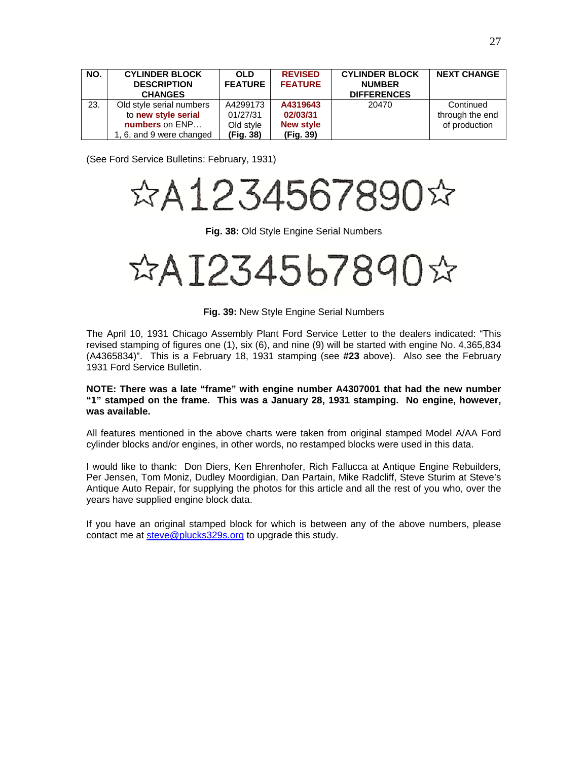| NO. | CYLINDER BLOCK DESCRIPTION CHANGES | OLD FEATURE | REVISED FEATURE | CYLINDER BLOCK NUMBER DIFFERENCES | NEXT CHANGE |
|---|---|---|---|---|---|
| 23. | Old style serial numbers to **new style serial numbers** on ENP… 1, 6, and 9 were changed | A4299173 01/27/31 Old style **(Fig. 38)** | **A4319643 02/03/31 New style (Fig. 39)** | 20470 | Continued through the end of production |

(See Ford Service Bulletins: February, 1931)

☆A1234567890☆

**Fig. 38:** Old Style Engine Serial Numbers

☆A1234567890☆

**Fig. 39:** New Style Engine Serial Numbers

The April 10, 1931 Chicago Assembly Plant Ford Service Letter to the dealers indicated: "This revised stamping of figures one (1), six (6), and nine (9) will be started with engine No. 4,365,834 (A4365834)". This is a February 18, 1931 stamping (see **#23** above). Also see the February 1931 Ford Service Bulletin.

**NOTE: There was a late "frame" with engine number A4307001 that had the new number "1" stamped on the frame. This was a January 28, 1931 stamping. No engine, however, was available.**

All features mentioned in the above charts were taken from original stamped Model A/AA Ford cylinder blocks and/or engines, in other words, no restamped blocks were used in this data.

I would like to thank: Don Diers, Ken Ehrenhofer, Rich Fallucca at Antique Engine Rebuilders, Per Jensen, Tom Moniz, Dudley Moordigian, Dan Partain, Mike Radcliff, Steve Sturim at Steve's Antique Auto Repair, for supplying the photos for this article and all the rest of you who, over the years have supplied engine block data.

If you have an original stamped block for which is between any of the above numbers, please contact me at steve@plucks329s.org to upgrade this study.